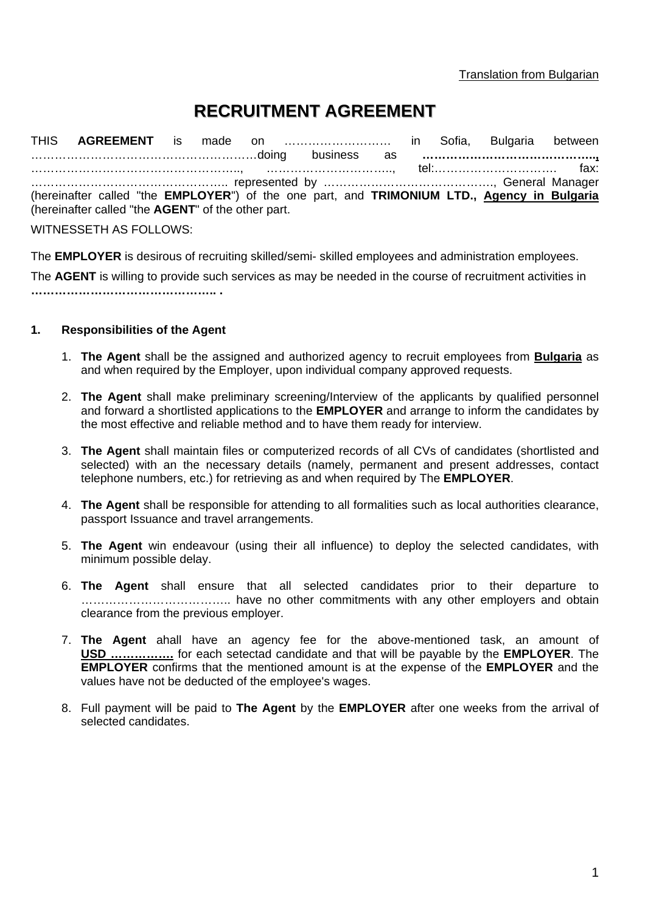<u>Translation from Bulgarian</u>

# RECRUITMENT AGREEMENT

THIS **AGREEMENT** is made on ……………………… in Sofia, Bulgaria between …………………………………………………doing business as **……………………………………..,** ……………………………………………….., ………………………….., tel:…………………………. fax: ………………………………………….. represented by ……………………………………., General Manager (hereinafter called "the **EMPLOYER**") of the one part, and **TRIMONIUM LTD.,** **<u>Agency in Bulgaria</u>** (hereinafter called "the **AGENT**" of the other part.

WITNESSETH AS FOLLOWS:

The **EMPLOYER** is desirous of recruiting skilled/semi- skilled employees and administration employees.

The **AGENT** is willing to provide such services as may be needed in the course of recruitment activities in **……………………………………….. .**

**1. Responsibilities of the Agent**

1. **The Agent** shall be the assigned and authorized agency to recruit employees from **<u>Bulgaria</u>** as and when required by the Employer, upon individual company approved requests.
2. **The Agent** shall make preliminary screening/Interview of the applicants by qualified personnel and forward a shortlisted applications to the **EMPLOYER** and arrange to inform the candidates by the most effective and reliable method and to have them ready for interview.
3. **The Agent** shall maintain files or computerized records of all CVs of candidates (shortlisted and selected) with an the necessary details (namely, permanent and present addresses, contact telephone numbers, etc.) for retrieving as and when required by The **EMPLOYER**.
4. **The Agent** shall be responsible for attending to all formalities such as local authorities clearance, passport Issuance and travel arrangements.
5. **The Agent** win endeavour (using their all influence) to deploy the selected candidates, with minimum possible delay.
6. **The Agent** shall ensure that all selected candidates prior to their departure to ……………………………….. have no other commitments with any other employers and obtain clearance from the previous employer.
7. **The Agent** ahall have an agency fee for the above-mentioned task, an amount of **<u>USD …………….</u>** for each setectad candidate and that will be payable by the **EMPLOYER**. The **EMPLOYER** confirms that the mentioned amount is at the expense of the **EMPLOYER** and the values have not be deducted of the employee's wages.
8. Full payment will be paid to **The Agent** by the **EMPLOYER** after one weeks from the arrival of selected candidates.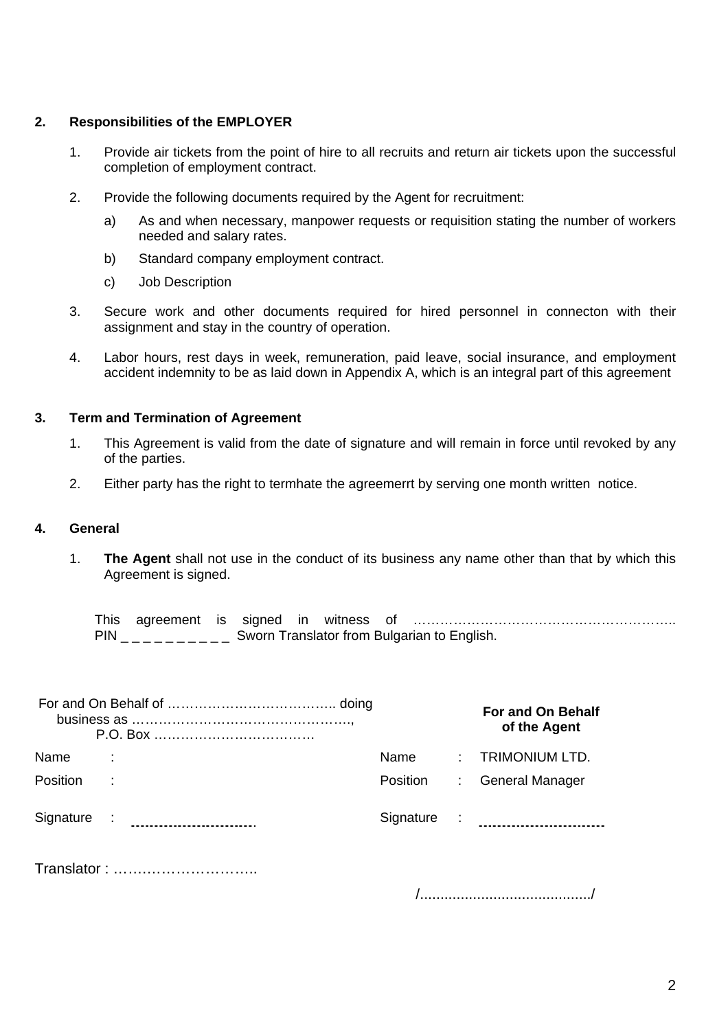## 2. Responsibilities of the EMPLOYER

1. Provide air tickets from the point of hire to all recruits and return air tickets upon the successful completion of employment contract.

2. Provide the following documents required by the Agent for recruitment:

   a) As and when necessary, manpower requests or requisition stating the number of workers needed and salary rates.

   b) Standard company employment contract.

   c) Job Description

3. Secure work and other documents required for hired personnel in connecton with their assignment and stay in the country of operation.

4. Labor hours, rest days in week, remuneration, paid leave, social insurance, and employment accident indemnity to be as laid down in Appendix A, which is an integral part of this agreement

## 3. Term and Termination of Agreement

1. This Agreement is valid from the date of signature and will remain in force until revoked by any of the parties.

2. Either party has the right to termhate the agreemerrt by serving one month written notice.

## 4. General

1. **The Agent** shall not use in the conduct of its business any name other than that by which this Agreement is signed.

This agreement is signed in witness of ……………………………………………………..
PIN _ _ _ _ _ _ _ _ _ _ Sworn Translator from Bulgarian to English.

| For and On Behalf of ……………………………….. doing business as ………………………………………….., P.O. Box ………………………………. | | **For and On Behalf of the Agent** | |
|---|---|---|---|
| Name | : | Name | : TRIMONIUM LTD. |
| Position | : | Position | : General Manager |
| Signature | : -------------------------- | Signature | : -------------------------- |

Translator : …………………………..

/........................................./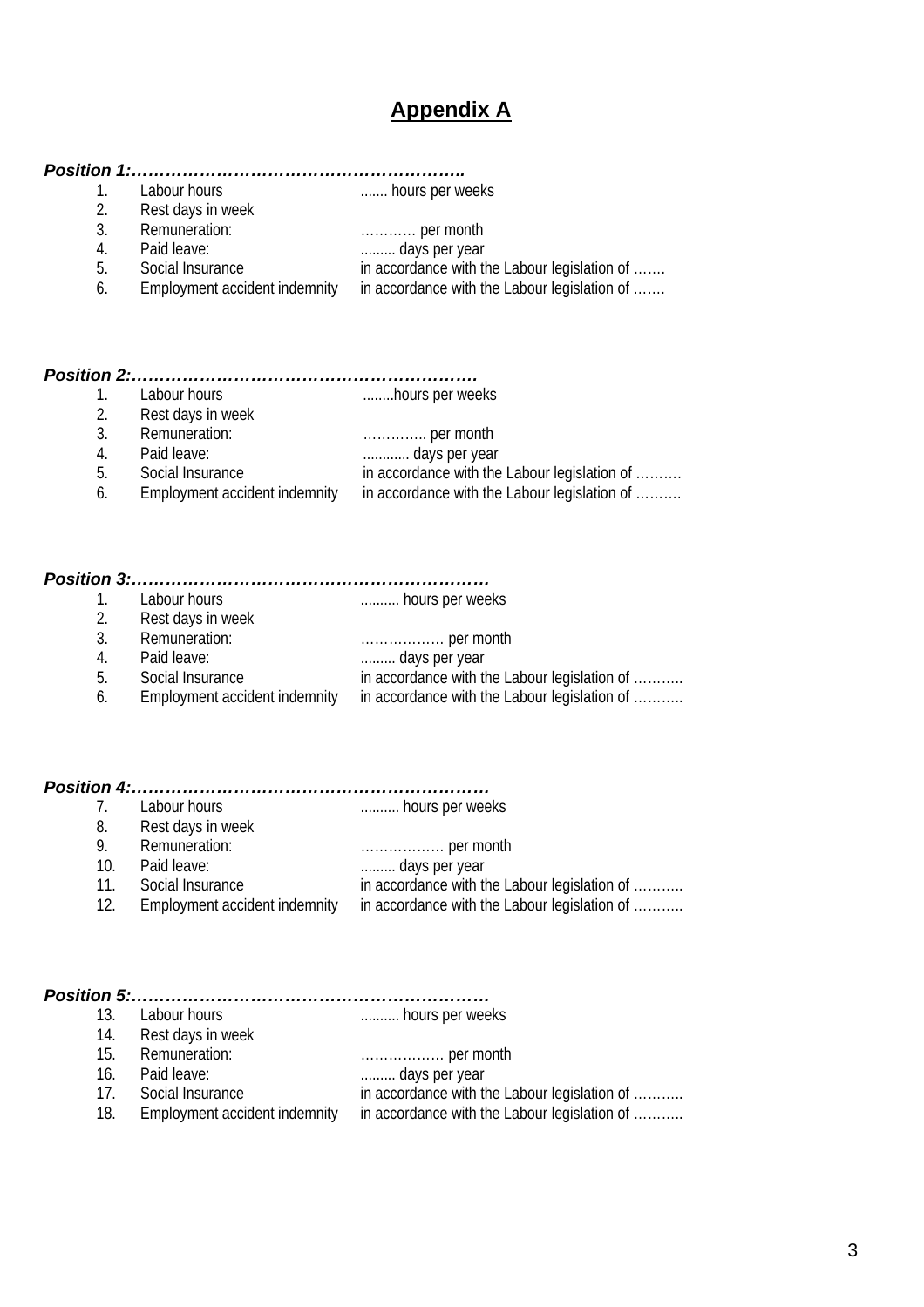# Appendix A

***Position 1:…………………………………………………..***

1. Labour hours ....... hours per weeks
2. Rest days in week
3. Remuneration: ………… per month
4. Paid leave: ......... days per year
5. Social Insurance in accordance with the Labour legislation of …….
6. Employment accident indemnity in accordance with the Labour legislation of …….

***Position 2:…………………………………………………….***

1. Labour hours ........hours per weeks
2. Rest days in week
3. Remuneration: ………….. per month
4. Paid leave: ............ days per year
5. Social Insurance in accordance with the Labour legislation of ……….
6. Employment accident indemnity in accordance with the Labour legislation of ……….

***Position 3:………………………………………………………***

1. Labour hours .......... hours per weeks
2. Rest days in week
3. Remuneration: ……………… per month
4. Paid leave: ......... days per year
5. Social Insurance in accordance with the Labour legislation of ………..
6. Employment accident indemnity in accordance with the Labour legislation of ………..

***Position 4:………………………………………………………***

7. Labour hours .......... hours per weeks
8. Rest days in week
9. Remuneration: ……………… per month
10. Paid leave: ......... days per year
11. Social Insurance in accordance with the Labour legislation of ………..
12. Employment accident indemnity in accordance with the Labour legislation of ………..

***Position 5:………………………………………………………***

13. Labour hours .......... hours per weeks
14. Rest days in week
15. Remuneration: ……………… per month
16. Paid leave: ......... days per year
17. Social Insurance in accordance with the Labour legislation of ………..
18. Employment accident indemnity in accordance with the Labour legislation of ………..